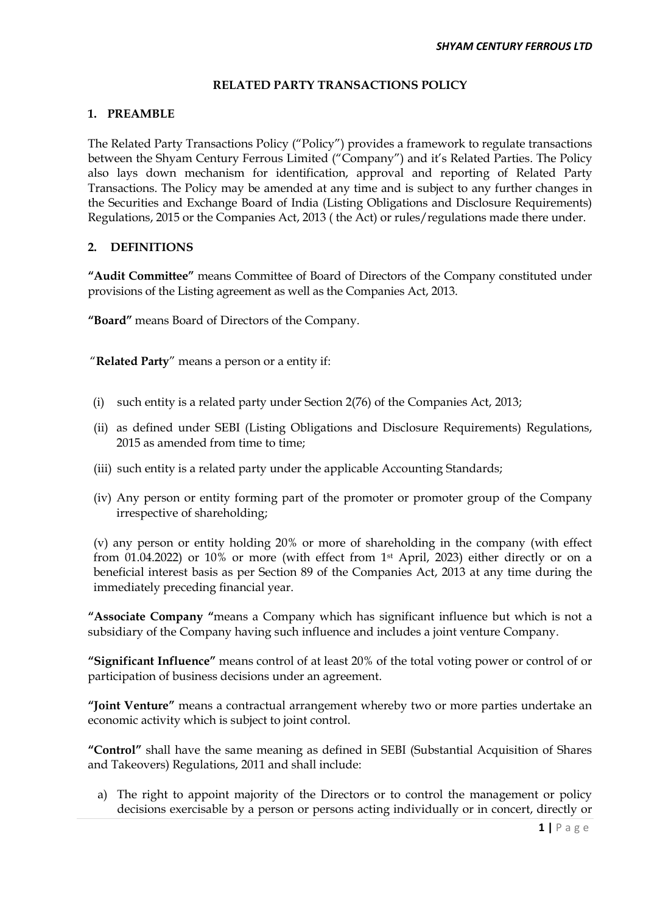## RELATED PARTY TRANSACTIONS POLICY

### 1. PREAMBLE

The Related Party Transactions Policy ("Policy") provides a framework to regulate transactions between the Shyam Century Ferrous Limited ("Company") and it's Related Parties. The Policy also lays down mechanism for identification, approval and reporting of Related Party Transactions. The Policy may be amended at any time and is subject to any further changes in the Securities and Exchange Board of India (Listing Obligations and Disclosure Requirements) Regulations, 2015 or the Companies Act, 2013 ( the Act) or rules/regulations made there under.

### 2. DEFINITIONS

**"Audit Committee"** means Committee of Board of Directors of the Company constituted under provisions of the Listing agreement as well as the Companies Act, 2013.

**"Board"** means Board of Directors of the Company.

"**Related Party**" means a person or a entity if:

(i) such entity is a related party under Section 2(76) of the Companies Act, 2013;

(ii) as defined under SEBI (Listing Obligations and Disclosure Requirements) Regulations, 2015 as amended from time to time;

(iii) such entity is a related party under the applicable Accounting Standards;

(iv) Any person or entity forming part of the promoter or promoter group of the Company irrespective of shareholding;

(v) any person or entity holding 20% or more of shareholding in the company (with effect from 01.04.2022) or 10% or more (with effect from 1st April, 2023) either directly or on a beneficial interest basis as per Section 89 of the Companies Act, 2013 at any time during the immediately preceding financial year.

**"Associate Company "**means a Company which has significant influence but which is not a subsidiary of the Company having such influence and includes a joint venture Company.

**"Significant Influence"** means control of at least 20% of the total voting power or control of or participation of business decisions under an agreement.

**"Joint Venture"** means a contractual arrangement whereby two or more parties undertake an economic activity which is subject to joint control.

**"Control"** shall have the same meaning as defined in SEBI (Substantial Acquisition of Shares and Takeovers) Regulations, 2011 and shall include:

a) The right to appoint majority of the Directors or to control the management or policy decisions exercisable by a person or persons acting individually or in concert, directly or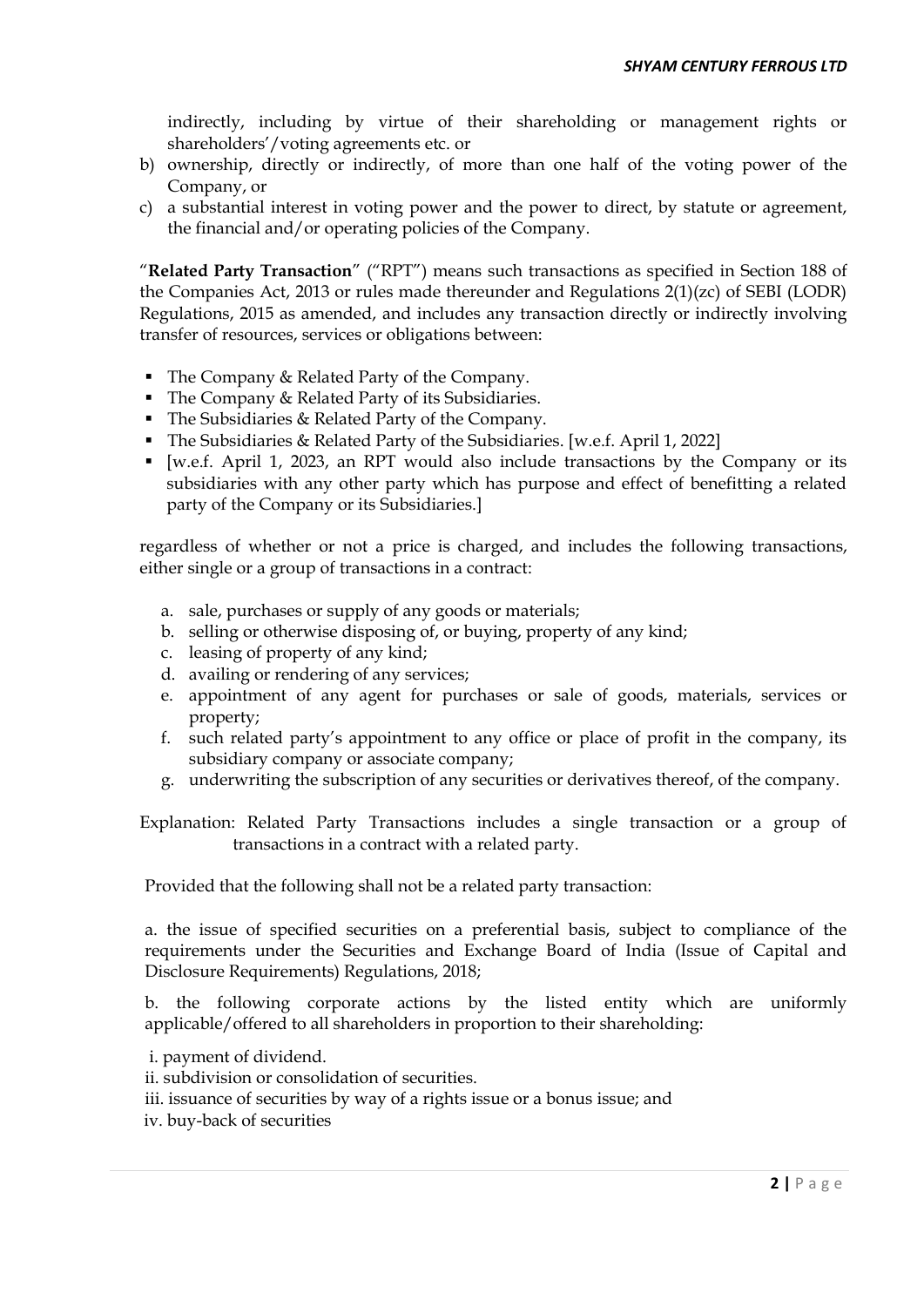indirectly, including by virtue of their shareholding or management rights or shareholders'/voting agreements etc. or

b) ownership, directly or indirectly, of more than one half of the voting power of the Company, or
c) a substantial interest in voting power and the power to direct, by statute or agreement, the financial and/or operating policies of the Company.

"**Related Party Transaction**" ("RPT") means such transactions as specified in Section 188 of the Companies Act, 2013 or rules made thereunder and Regulations 2(1)(zc) of SEBI (LODR) Regulations, 2015 as amended, and includes any transaction directly or indirectly involving transfer of resources, services or obligations between:

- The Company & Related Party of the Company.
- The Company & Related Party of its Subsidiaries.
- The Subsidiaries & Related Party of the Company.
- The Subsidiaries & Related Party of the Subsidiaries. [w.e.f. April 1, 2022]
- [w.e.f. April 1, 2023, an RPT would also include transactions by the Company or its subsidiaries with any other party which has purpose and effect of benefitting a related party of the Company or its Subsidiaries.]

regardless of whether or not a price is charged, and includes the following transactions, either single or a group of transactions in a contract:

a. sale, purchases or supply of any goods or materials;
b. selling or otherwise disposing of, or buying, property of any kind;
c. leasing of property of any kind;
d. availing or rendering of any services;
e. appointment of any agent for purchases or sale of goods, materials, services or property;
f. such related party's appointment to any office or place of profit in the company, its subsidiary company or associate company;
g. underwriting the subscription of any securities or derivatives thereof, of the company.

Explanation: Related Party Transactions includes a single transaction or a group of transactions in a contract with a related party.

Provided that the following shall not be a related party transaction:

a. the issue of specified securities on a preferential basis, subject to compliance of the requirements under the Securities and Exchange Board of India (Issue of Capital and Disclosure Requirements) Regulations, 2018;

b. the following corporate actions by the listed entity which are uniformly applicable/offered to all shareholders in proportion to their shareholding:

i. payment of dividend.
ii. subdivision or consolidation of securities.
iii. issuance of securities by way of a rights issue or a bonus issue; and
iv. buy-back of securities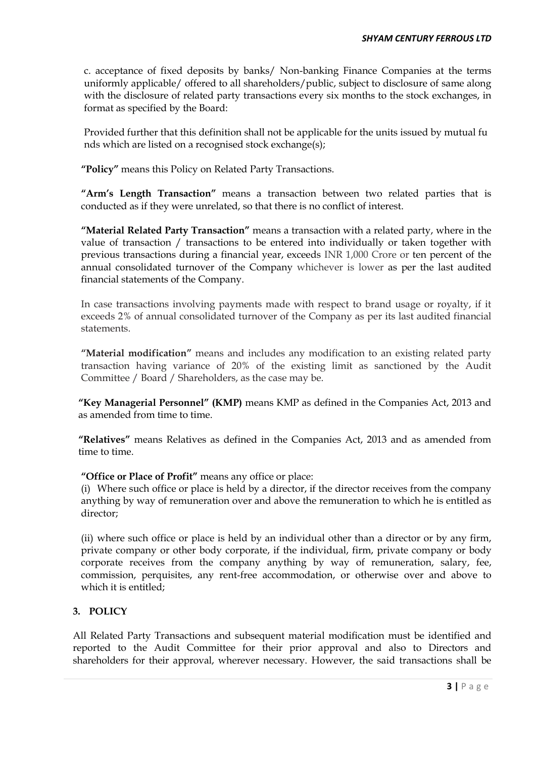c. acceptance of fixed deposits by banks/ Non-banking Finance Companies at the terms uniformly applicable/ offered to all shareholders/public, subject to disclosure of same along with the disclosure of related party transactions every six months to the stock exchanges, in format as specified by the Board:

Provided further that this definition shall not be applicable for the units issued by mutual fu nds which are listed on a recognised stock exchange(s);

**"Policy"** means this Policy on Related Party Transactions.

**"Arm's Length Transaction"** means a transaction between two related parties that is conducted as if they were unrelated, so that there is no conflict of interest.

**"Material Related Party Transaction"** means a transaction with a related party, where in the value of transaction / transactions to be entered into individually or taken together with previous transactions during a financial year, exceeds INR 1,000 Crore or ten percent of the annual consolidated turnover of the Company whichever is lower as per the last audited financial statements of the Company.

In case transactions involving payments made with respect to brand usage or royalty, if it exceeds 2% of annual consolidated turnover of the Company as per its last audited financial statements.

**"Material modification"** means and includes any modification to an existing related party transaction having variance of 20% of the existing limit as sanctioned by the Audit Committee / Board / Shareholders, as the case may be.

**"Key Managerial Personnel" (KMP)** means KMP as defined in the Companies Act, 2013 and as amended from time to time.

**"Relatives"** means Relatives as defined in the Companies Act, 2013 and as amended from time to time.

**"Office or Place of Profit"** means any office or place:

(i) Where such office or place is held by a director, if the director receives from the company anything by way of remuneration over and above the remuneration to which he is entitled as director;

(ii) where such office or place is held by an individual other than a director or by any firm, private company or other body corporate, if the individual, firm, private company or body corporate receives from the company anything by way of remuneration, salary, fee, commission, perquisites, any rent-free accommodation, or otherwise over and above to which it is entitled;

## 3. POLICY

All Related Party Transactions and subsequent material modification must be identified and reported to the Audit Committee for their prior approval and also to Directors and shareholders for their approval, wherever necessary. However, the said transactions shall be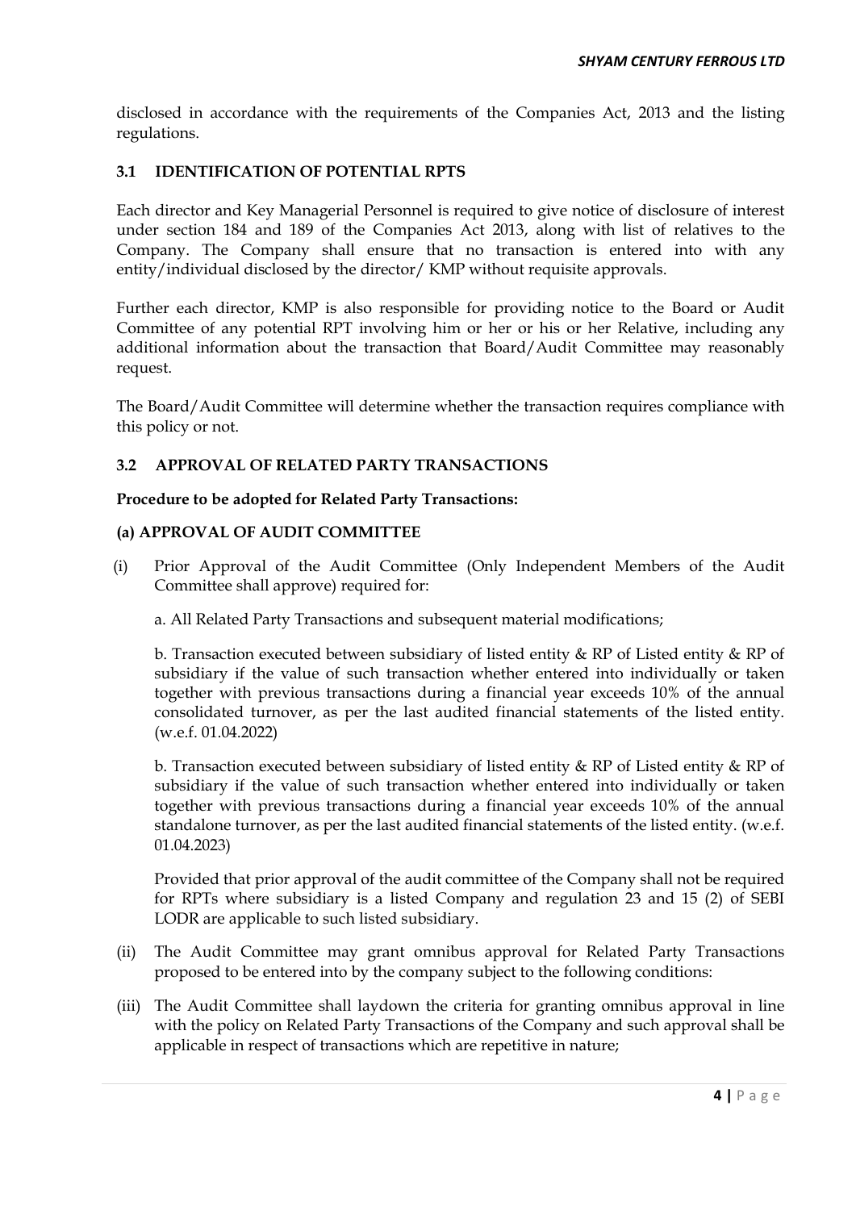disclosed in accordance with the requirements of the Companies Act, 2013 and the listing regulations.

### 3.1 IDENTIFICATION OF POTENTIAL RPTS

Each director and Key Managerial Personnel is required to give notice of disclosure of interest under section 184 and 189 of the Companies Act 2013, along with list of relatives to the Company. The Company shall ensure that no transaction is entered into with any entity/individual disclosed by the director/ KMP without requisite approvals.

Further each director, KMP is also responsible for providing notice to the Board or Audit Committee of any potential RPT involving him or her or his or her Relative, including any additional information about the transaction that Board/Audit Committee may reasonably request.

The Board/Audit Committee will determine whether the transaction requires compliance with this policy or not.

### 3.2 APPROVAL OF RELATED PARTY TRANSACTIONS

**Procedure to be adopted for Related Party Transactions:**

**(a) APPROVAL OF AUDIT COMMITTEE**

(i) Prior Approval of the Audit Committee (Only Independent Members of the Audit Committee shall approve) required for:

a. All Related Party Transactions and subsequent material modifications;

b. Transaction executed between subsidiary of listed entity & RP of Listed entity & RP of subsidiary if the value of such transaction whether entered into individually or taken together with previous transactions during a financial year exceeds 10% of the annual consolidated turnover, as per the last audited financial statements of the listed entity. (w.e.f. 01.04.2022)

b. Transaction executed between subsidiary of listed entity & RP of Listed entity & RP of subsidiary if the value of such transaction whether entered into individually or taken together with previous transactions during a financial year exceeds 10% of the annual standalone turnover, as per the last audited financial statements of the listed entity. (w.e.f. 01.04.2023)

Provided that prior approval of the audit committee of the Company shall not be required for RPTs where subsidiary is a listed Company and regulation 23 and 15 (2) of SEBI LODR are applicable to such listed subsidiary.

(ii) The Audit Committee may grant omnibus approval for Related Party Transactions proposed to be entered into by the company subject to the following conditions:

(iii) The Audit Committee shall laydown the criteria for granting omnibus approval in line with the policy on Related Party Transactions of the Company and such approval shall be applicable in respect of transactions which are repetitive in nature;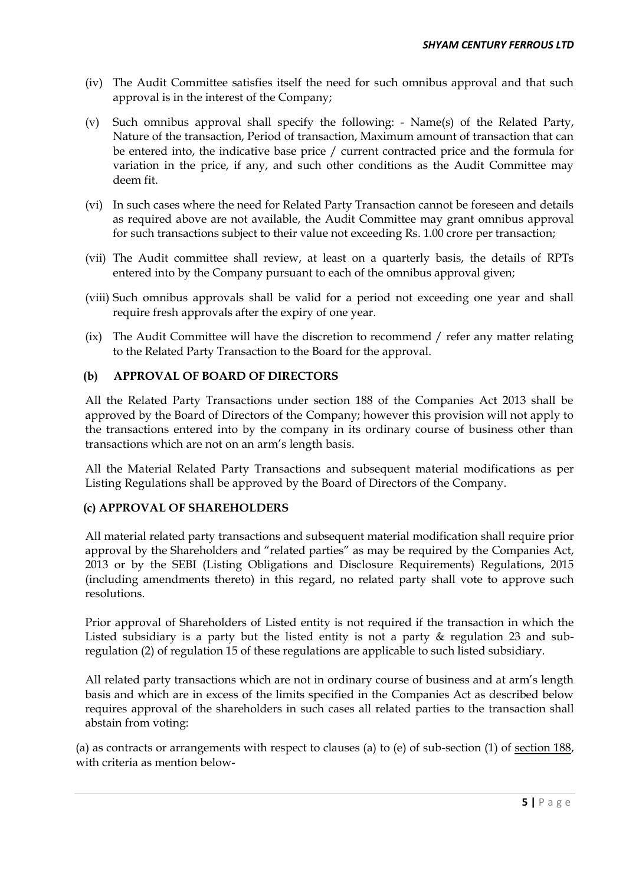(iv) The Audit Committee satisfies itself the need for such omnibus approval and that such approval is in the interest of the Company;

(v) Such omnibus approval shall specify the following: - Name(s) of the Related Party, Nature of the transaction, Period of transaction, Maximum amount of transaction that can be entered into, the indicative base price / current contracted price and the formula for variation in the price, if any, and such other conditions as the Audit Committee may deem fit.

(vi) In such cases where the need for Related Party Transaction cannot be foreseen and details as required above are not available, the Audit Committee may grant omnibus approval for such transactions subject to their value not exceeding Rs. 1.00 crore per transaction;

(vii) The Audit committee shall review, at least on a quarterly basis, the details of RPTs entered into by the Company pursuant to each of the omnibus approval given;

(viii) Such omnibus approvals shall be valid for a period not exceeding one year and shall require fresh approvals after the expiry of one year.

(ix) The Audit Committee will have the discretion to recommend / refer any matter relating to the Related Party Transaction to the Board for the approval.

**(b) APPROVAL OF BOARD OF DIRECTORS**

All the Related Party Transactions under section 188 of the Companies Act 2013 shall be approved by the Board of Directors of the Company; however this provision will not apply to the transactions entered into by the company in its ordinary course of business other than transactions which are not on an arm's length basis.

All the Material Related Party Transactions and subsequent material modifications as per Listing Regulations shall be approved by the Board of Directors of the Company.

**(c) APPROVAL OF SHAREHOLDERS**

All material related party transactions and subsequent material modification shall require prior approval by the Shareholders and "related parties" as may be required by the Companies Act, 2013 or by the SEBI (Listing Obligations and Disclosure Requirements) Regulations, 2015 (including amendments thereto) in this regard, no related party shall vote to approve such resolutions.

Prior approval of Shareholders of Listed entity is not required if the transaction in which the Listed subsidiary is a party but the listed entity is not a party & regulation 23 and sub-regulation (2) of regulation 15 of these regulations are applicable to such listed subsidiary.

All related party transactions which are not in ordinary course of business and at arm's length basis and which are in excess of the limits specified in the Companies Act as described below requires approval of the shareholders in such cases all related parties to the transaction shall abstain from voting:

(a) as contracts or arrangements with respect to clauses (a) to (e) of sub-section (1) of section 188, with criteria as mention below-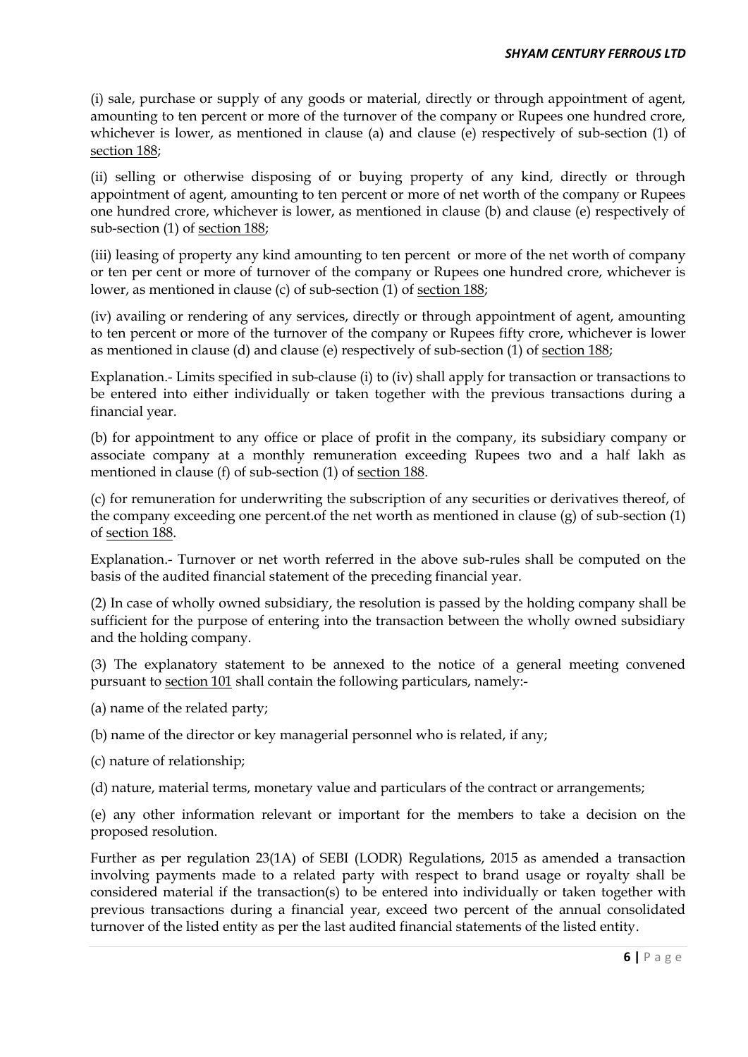(i) sale, purchase or supply of any goods or material, directly or through appointment of agent, amounting to ten percent or more of the turnover of the company or Rupees one hundred crore, whichever is lower, as mentioned in clause (a) and clause (e) respectively of sub-section (1) of section 188;

(ii) selling or otherwise disposing of or buying property of any kind, directly or through appointment of agent, amounting to ten percent or more of net worth of the company or Rupees one hundred crore, whichever is lower, as mentioned in clause (b) and clause (e) respectively of sub-section (1) of section 188;

(iii) leasing of property any kind amounting to ten percent or more of the net worth of company or ten per cent or more of turnover of the company or Rupees one hundred crore, whichever is lower, as mentioned in clause (c) of sub-section (1) of section 188;

(iv) availing or rendering of any services, directly or through appointment of agent, amounting to ten percent or more of the turnover of the company or Rupees fifty crore, whichever is lower as mentioned in clause (d) and clause (e) respectively of sub-section (1) of section 188;

Explanation.- Limits specified in sub-clause (i) to (iv) shall apply for transaction or transactions to be entered into either individually or taken together with the previous transactions during a financial year.

(b) for appointment to any office or place of profit in the company, its subsidiary company or associate company at a monthly remuneration exceeding Rupees two and a half lakh as mentioned in clause (f) of sub-section (1) of section 188.

(c) for remuneration for underwriting the subscription of any securities or derivatives thereof, of the company exceeding one percent.of the net worth as mentioned in clause (g) of sub-section (1) of section 188.

Explanation.- Turnover or net worth referred in the above sub-rules shall be computed on the basis of the audited financial statement of the preceding financial year.

(2) In case of wholly owned subsidiary, the resolution is passed by the holding company shall be sufficient for the purpose of entering into the transaction between the wholly owned subsidiary and the holding company.

(3) The explanatory statement to be annexed to the notice of a general meeting convened pursuant to section 101 shall contain the following particulars, namely:-

(a) name of the related party;

(b) name of the director or key managerial personnel who is related, if any;

(c) nature of relationship;

(d) nature, material terms, monetary value and particulars of the contract or arrangements;

(e) any other information relevant or important for the members to take a decision on the proposed resolution.

Further as per regulation 23(1A) of SEBI (LODR) Regulations, 2015 as amended a transaction involving payments made to a related party with respect to brand usage or royalty shall be considered material if the transaction(s) to be entered into individually or taken together with previous transactions during a financial year, exceed two percent of the annual consolidated turnover of the listed entity as per the last audited financial statements of the listed entity.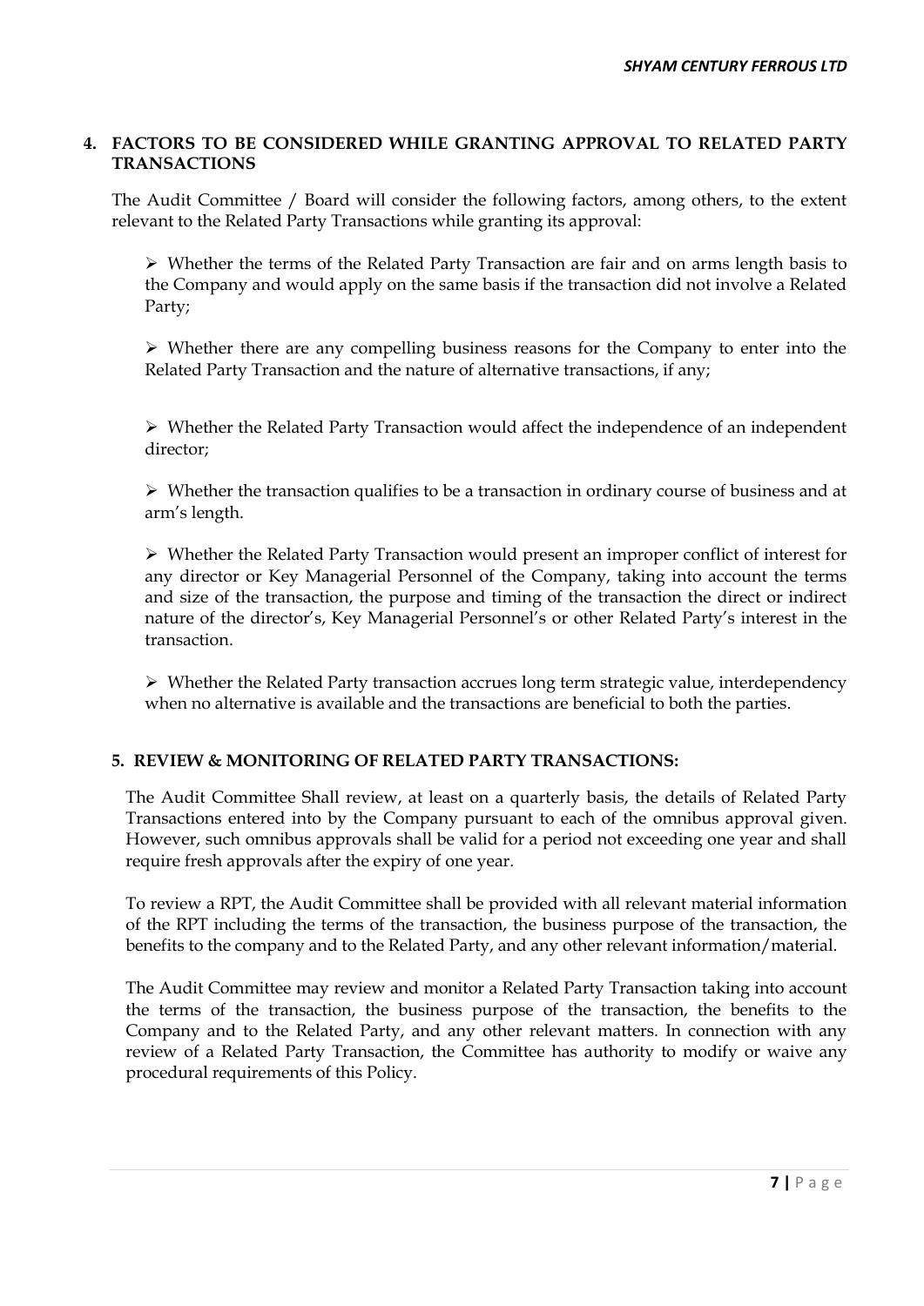## 4. FACTORS TO BE CONSIDERED WHILE GRANTING APPROVAL TO RELATED PARTY TRANSACTIONS

The Audit Committee / Board will consider the following factors, among others, to the extent relevant to the Related Party Transactions while granting its approval:

- Whether the terms of the Related Party Transaction are fair and on arms length basis to the Company and would apply on the same basis if the transaction did not involve a Related Party;
- Whether there are any compelling business reasons for the Company to enter into the Related Party Transaction and the nature of alternative transactions, if any;
- Whether the Related Party Transaction would affect the independence of an independent director;
- Whether the transaction qualifies to be a transaction in ordinary course of business and at arm's length.
- Whether the Related Party Transaction would present an improper conflict of interest for any director or Key Managerial Personnel of the Company, taking into account the terms and size of the transaction, the purpose and timing of the transaction the direct or indirect nature of the director's, Key Managerial Personnel's or other Related Party's interest in the transaction.
- Whether the Related Party transaction accrues long term strategic value, interdependency when no alternative is available and the transactions are beneficial to both the parties.

## 5. REVIEW & MONITORING OF RELATED PARTY TRANSACTIONS:

The Audit Committee Shall review, at least on a quarterly basis, the details of Related Party Transactions entered into by the Company pursuant to each of the omnibus approval given. However, such omnibus approvals shall be valid for a period not exceeding one year and shall require fresh approvals after the expiry of one year.

To review a RPT, the Audit Committee shall be provided with all relevant material information of the RPT including the terms of the transaction, the business purpose of the transaction, the benefits to the company and to the Related Party, and any other relevant information/material.

The Audit Committee may review and monitor a Related Party Transaction taking into account the terms of the transaction, the business purpose of the transaction, the benefits to the Company and to the Related Party, and any other relevant matters. In connection with any review of a Related Party Transaction, the Committee has authority to modify or waive any procedural requirements of this Policy.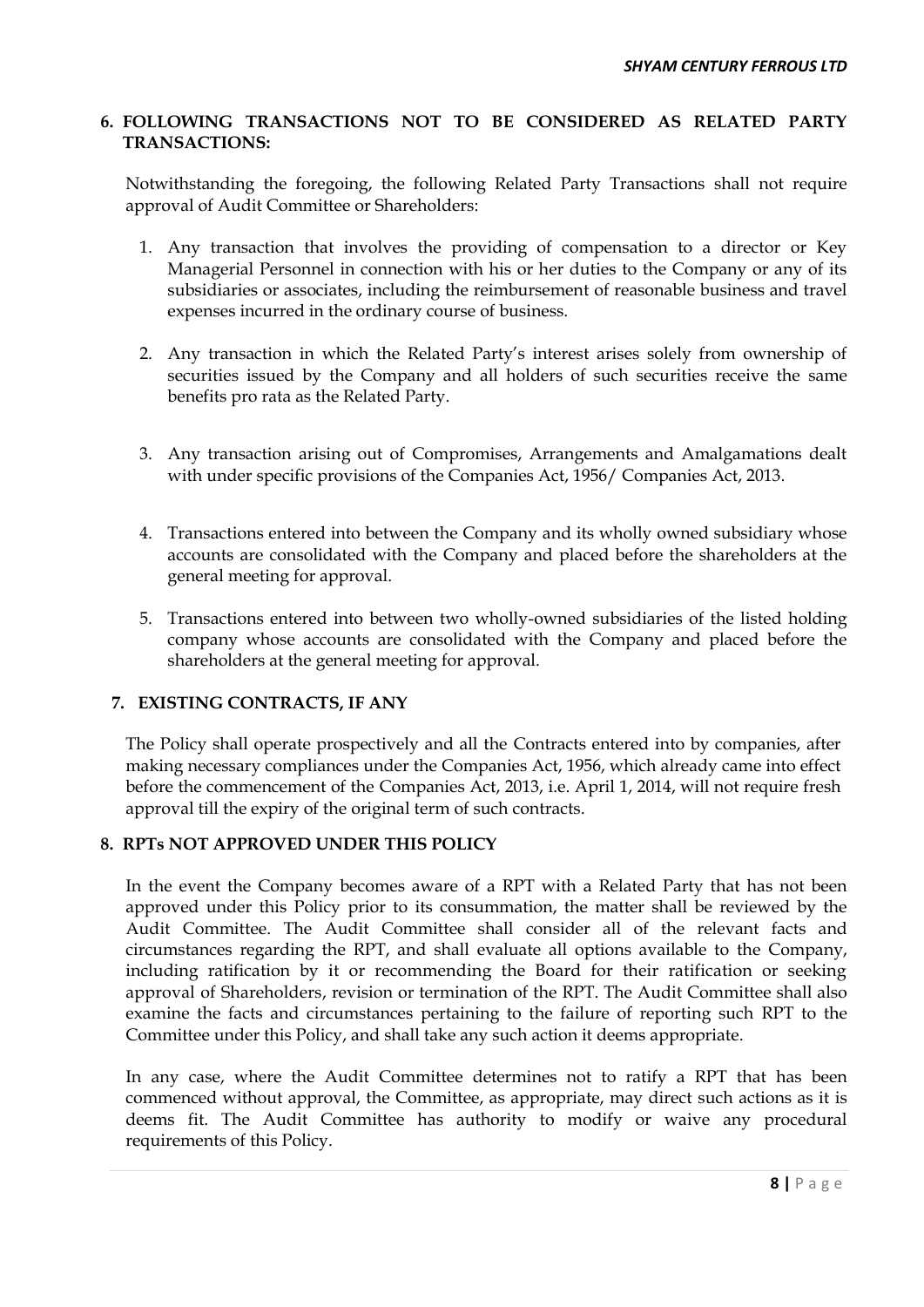## 6. FOLLOWING TRANSACTIONS NOT TO BE CONSIDERED AS RELATED PARTY TRANSACTIONS:

Notwithstanding the foregoing, the following Related Party Transactions shall not require approval of Audit Committee or Shareholders:

1. Any transaction that involves the providing of compensation to a director or Key Managerial Personnel in connection with his or her duties to the Company or any of its subsidiaries or associates, including the reimbursement of reasonable business and travel expenses incurred in the ordinary course of business.

2. Any transaction in which the Related Party's interest arises solely from ownership of securities issued by the Company and all holders of such securities receive the same benefits pro rata as the Related Party.

3. Any transaction arising out of Compromises, Arrangements and Amalgamations dealt with under specific provisions of the Companies Act, 1956/ Companies Act, 2013.

4. Transactions entered into between the Company and its wholly owned subsidiary whose accounts are consolidated with the Company and placed before the shareholders at the general meeting for approval.

5. Transactions entered into between two wholly-owned subsidiaries of the listed holding company whose accounts are consolidated with the Company and placed before the shareholders at the general meeting for approval.

## 7. EXISTING CONTRACTS, IF ANY

The Policy shall operate prospectively and all the Contracts entered into by companies, after making necessary compliances under the Companies Act, 1956, which already came into effect before the commencement of the Companies Act, 2013, i.e. April 1, 2014, will not require fresh approval till the expiry of the original term of such contracts.

## 8. RPTs NOT APPROVED UNDER THIS POLICY

In the event the Company becomes aware of a RPT with a Related Party that has not been approved under this Policy prior to its consummation, the matter shall be reviewed by the Audit Committee. The Audit Committee shall consider all of the relevant facts and circumstances regarding the RPT, and shall evaluate all options available to the Company, including ratification by it or recommending the Board for their ratification or seeking approval of Shareholders, revision or termination of the RPT. The Audit Committee shall also examine the facts and circumstances pertaining to the failure of reporting such RPT to the Committee under this Policy, and shall take any such action it deems appropriate.

In any case, where the Audit Committee determines not to ratify a RPT that has been commenced without approval, the Committee, as appropriate, may direct such actions as it is deems fit. The Audit Committee has authority to modify or waive any procedural requirements of this Policy.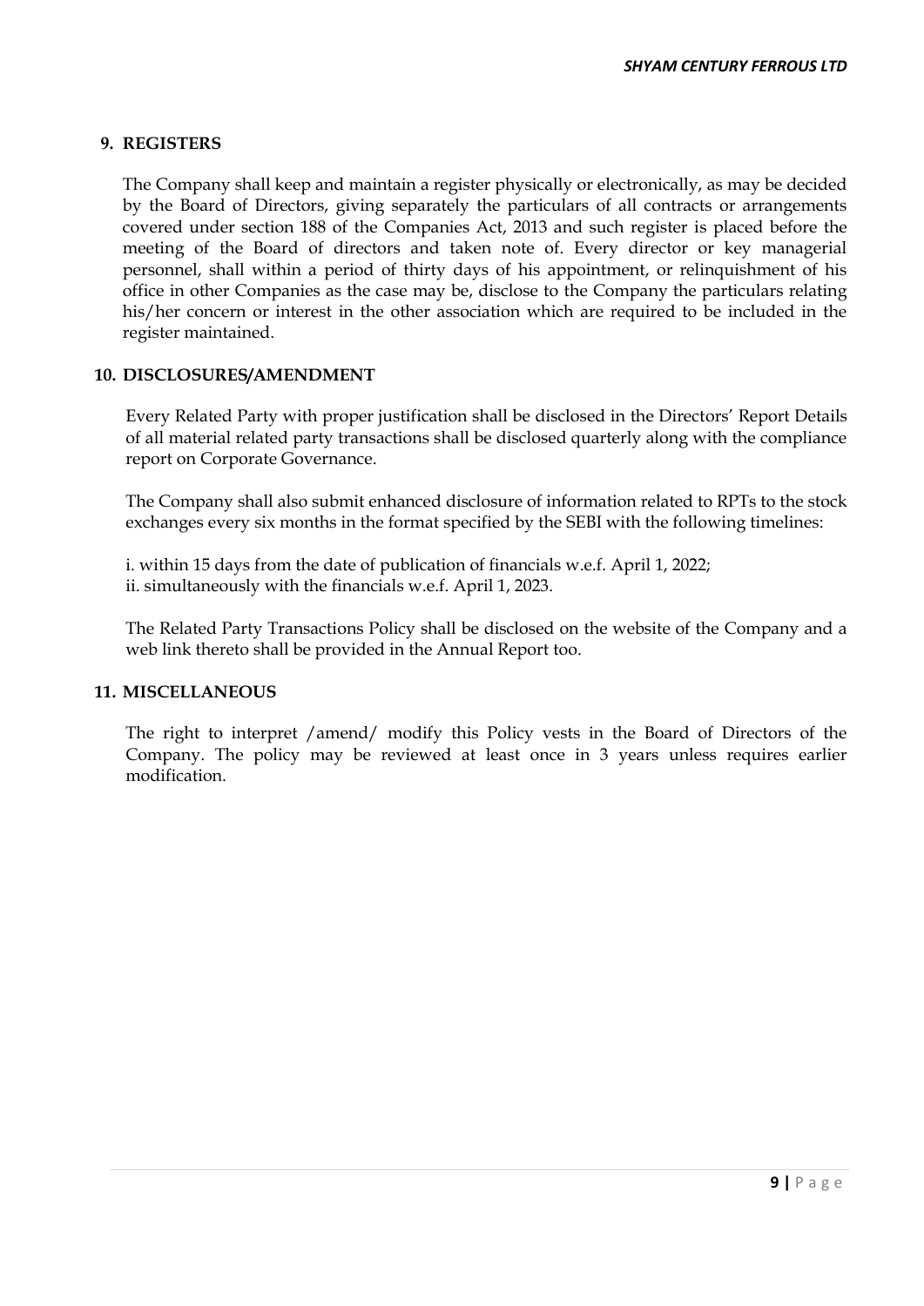## 9. REGISTERS

The Company shall keep and maintain a register physically or electronically, as may be decided by the Board of Directors, giving separately the particulars of all contracts or arrangements covered under section 188 of the Companies Act, 2013 and such register is placed before the meeting of the Board of directors and taken note of. Every director or key managerial personnel, shall within a period of thirty days of his appointment, or relinquishment of his office in other Companies as the case may be, disclose to the Company the particulars relating his/her concern or interest in the other association which are required to be included in the register maintained.

## 10. DISCLOSURES/AMENDMENT

Every Related Party with proper justification shall be disclosed in the Directors' Report Details of all material related party transactions shall be disclosed quarterly along with the compliance report on Corporate Governance.

The Company shall also submit enhanced disclosure of information related to RPTs to the stock exchanges every six months in the format specified by the SEBI with the following timelines:

i. within 15 days from the date of publication of financials w.e.f. April 1, 2022;
ii. simultaneously with the financials w.e.f. April 1, 2023.

The Related Party Transactions Policy shall be disclosed on the website of the Company and a web link thereto shall be provided in the Annual Report too.

## 11. MISCELLANEOUS

The right to interpret /amend/ modify this Policy vests in the Board of Directors of the Company. The policy may be reviewed at least once in 3 years unless requires earlier modification.